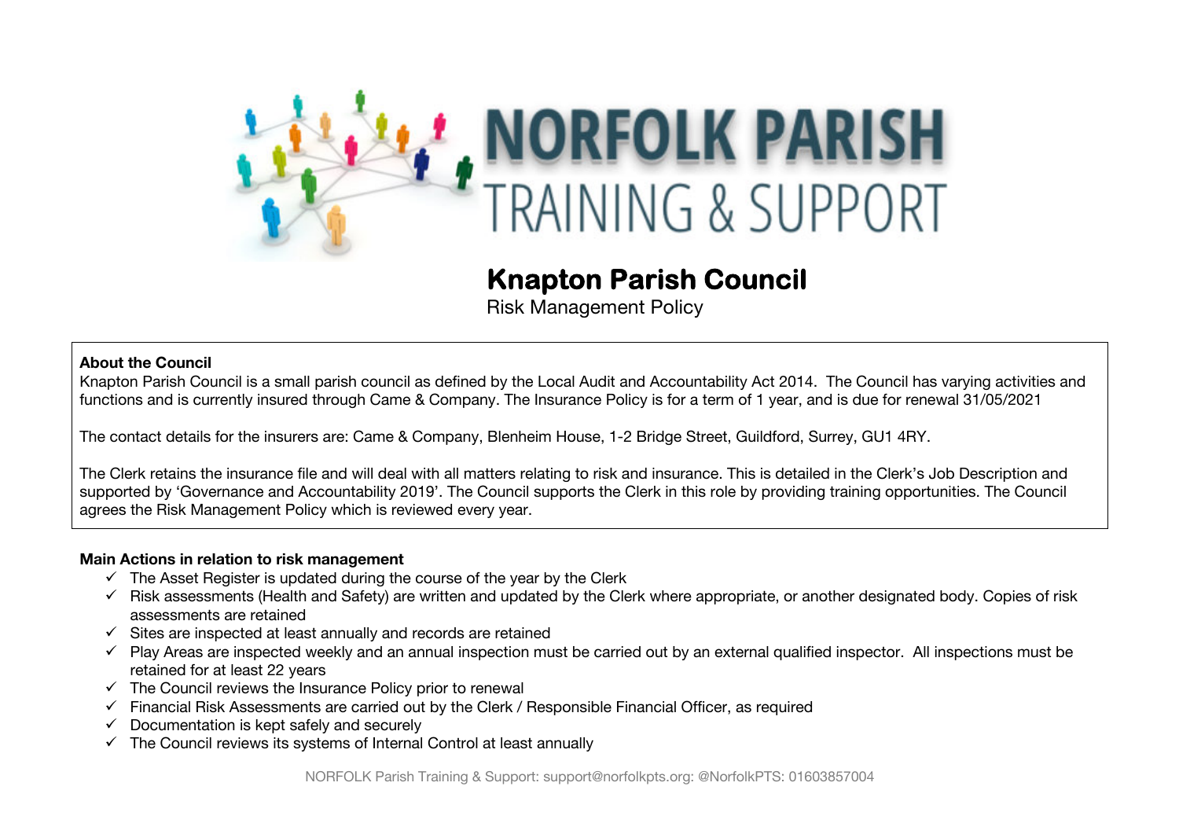# NORFOLK PARISH TRAINING & SUPPORT

## Knapton Parish Council

Risk Management Policy

**About the Council**

Knapton Parish Council is a small parish council as defined by the Local Audit and Accountability Act 2014. The Council has varying activities and functions and is currently insured through Came & Company. The Insurance Policy is for a term of 1 year, and is due for renewal 31/05/2021

The contact details for the insurers are: Came & Company, Blenheim House, 1-2 Bridge Street, Guildford, Surrey, GU1 4RY.

The Clerk retains the insurance file and will deal with all matters relating to risk and insurance. This is detailed in the Clerk's Job Description and supported by 'Governance and Accountability 2019'. The Council supports the Clerk in this role by providing training opportunities. The Council agrees the Risk Management Policy which is reviewed every year.

**Main Actions in relation to risk management**

- ✓ The Asset Register is updated during the course of the year by the Clerk
- ✓ Risk assessments (Health and Safety) are written and updated by the Clerk where appropriate, or another designated body. Copies of risk assessments are retained
- ✓ Sites are inspected at least annually and records are retained
- ✓ Play Areas are inspected weekly and an annual inspection must be carried out by an external qualified inspector. All inspections must be retained for at least 22 years
- ✓ The Council reviews the Insurance Policy prior to renewal
- ✓ Financial Risk Assessments are carried out by the Clerk / Responsible Financial Officer, as required
- ✓ Documentation is kept safely and securely
- ✓ The Council reviews its systems of Internal Control at least annually

NORFOLK Parish Training & Support: support@norfolkpts.org: @NorfolkPTS: 01603857004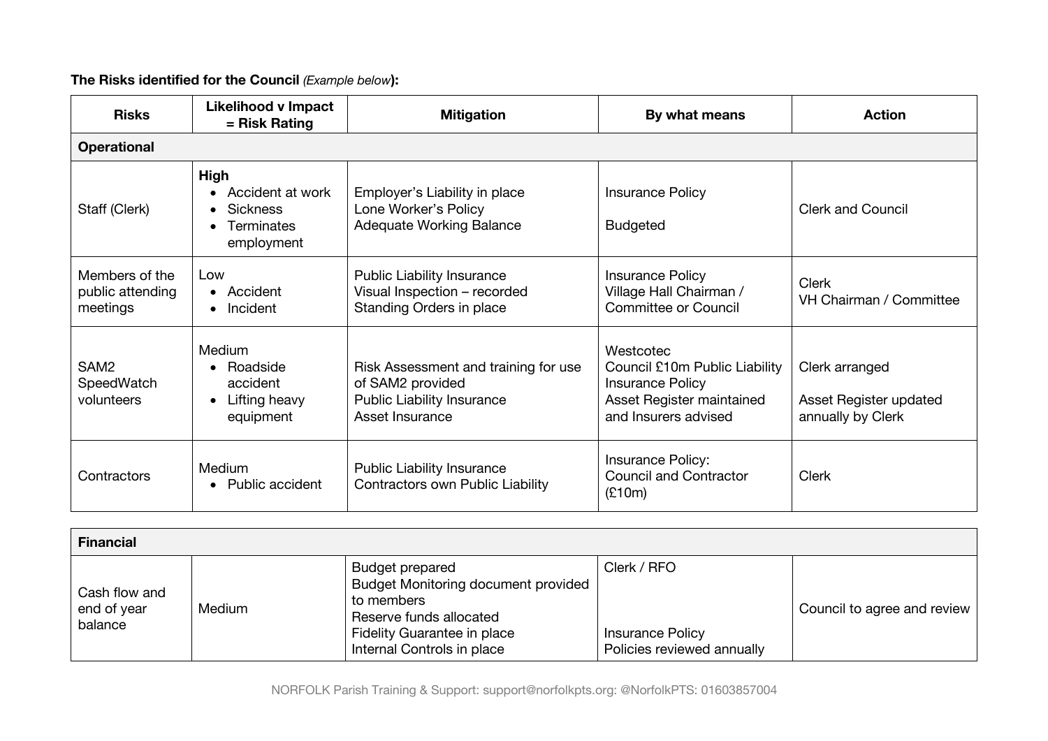**The Risks identified for the Council** *(Example below)***:**

| Risks | Likelihood v Impact = Risk Rating | Mitigation | By what means | Action |
|---|---|---|---|---|
| **Operational** | | | | |
| Staff (Clerk) | **High**<br>• Accident at work<br>• Sickness<br>• Terminates employment | Employer's Liability in place<br>Lone Worker's Policy<br>Adequate Working Balance | Insurance Policy<br><br>Budgeted | Clerk and Council |
| Members of the public attending meetings | Low<br>• Accident<br>• Incident | Public Liability Insurance<br>Visual Inspection – recorded<br>Standing Orders in place | Insurance Policy<br>Village Hall Chairman / Committee or Council | Clerk<br>VH Chairman / Committee |
| SAM2 SpeedWatch volunteers | Medium<br>• Roadside accident<br>• Lifting heavy equipment | Risk Assessment and training for use of SAM2 provided<br>Public Liability Insurance<br>Asset Insurance | Westcotec<br>Council £10m Public Liability Insurance Policy<br>Asset Register maintained and Insurers advised | Clerk arranged<br><br>Asset Register updated annually by Clerk |
| Contractors | Medium<br>• Public accident | Public Liability Insurance<br>Contractors own Public Liability | Insurance Policy:<br>Council and Contractor (£10m) | Clerk |

| **Financial** | | | | |
|---|---|---|---|---|
| Cash flow and end of year balance | Medium | Budget prepared<br>Budget Monitoring document provided to members<br>Reserve funds allocated<br>Fidelity Guarantee in place<br>Internal Controls in place | Clerk / RFO<br><br><br>Insurance Policy<br>Policies reviewed annually | Council to agree and review |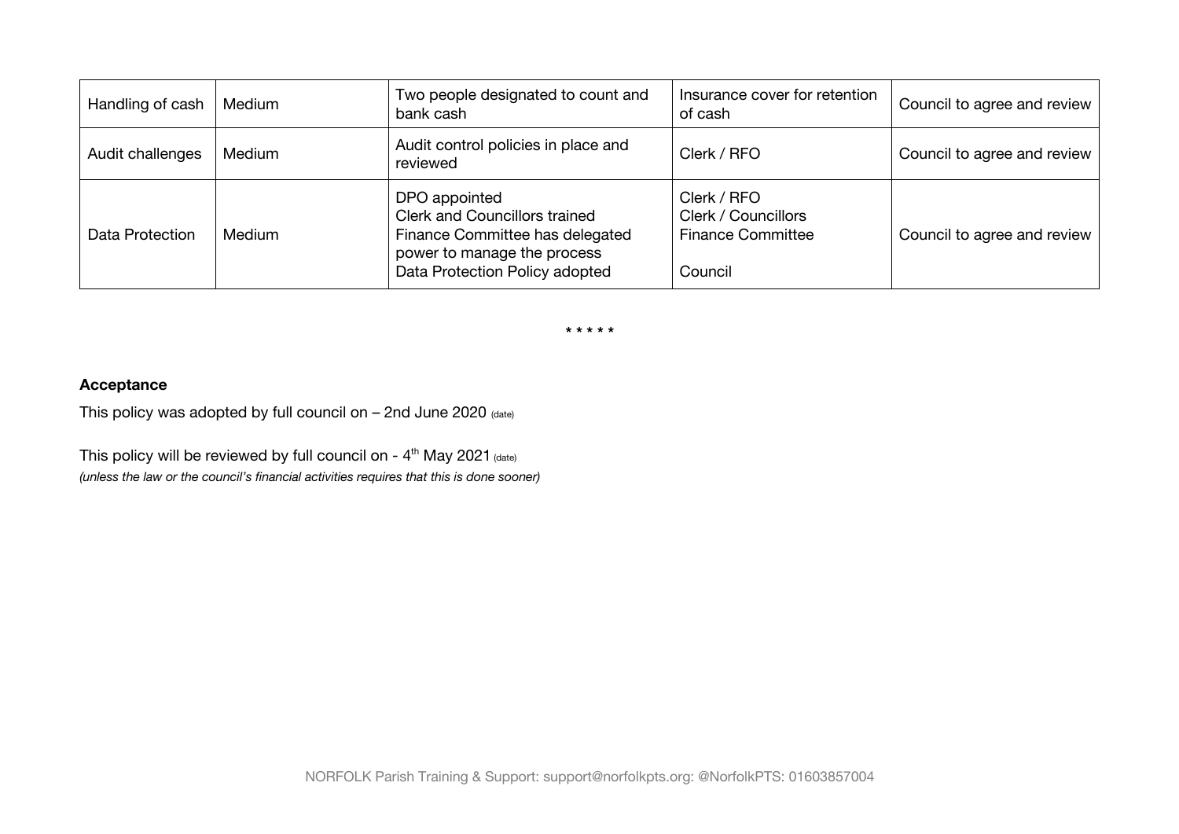| | | | | |
|---|---|---|---|---|
| Handling of cash | Medium | Two people designated to count and bank cash | Insurance cover for retention of cash | Council to agree and review |
| Audit challenges | Medium | Audit control policies in place and reviewed | Clerk / RFO | Council to agree and review |
| Data Protection | Medium | DPO appointed<br>Clerk and Councillors trained<br>Finance Committee has delegated power to manage the process<br>Data Protection Policy adopted | Clerk / RFO<br>Clerk / Councillors<br>Finance Committee<br><br>Council | Council to agree and review |

* * * * *

**Acceptance**

This policy was adopted by full council on – 2nd June 2020 (date)

This policy will be reviewed by full council on - 4th May 2021 (date)
*(unless the law or the council's financial activities requires that this is done sooner)*

NORFOLK Parish Training & Support: support@norfolkpts.org: @NorfolkPTS: 01603857004